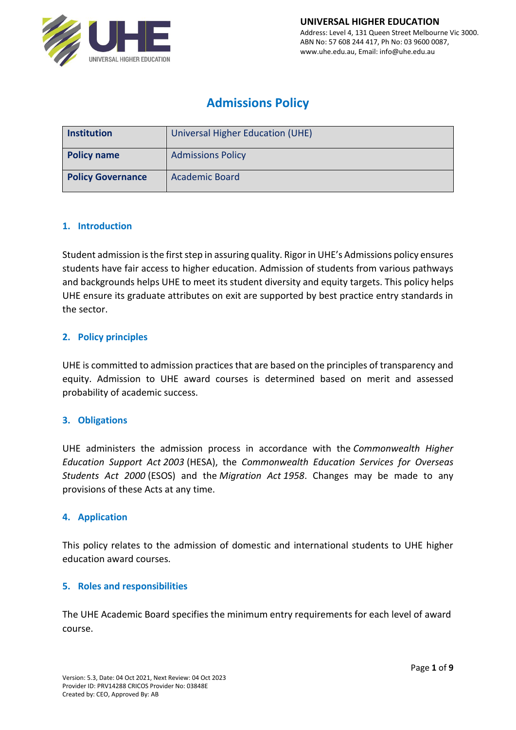**UNIVERSAL HIGHER EDUCATION**
Address: Level 4, 131 Queen Street Melbourne Vic 3000.
ABN No: 57 608 244 417, Ph No: 03 9600 0087,
www.uhe.edu.au, Email: info@uhe.edu.au

# Admissions Policy

| **Institution** | Universal Higher Education (UHE) |
|---|---|
| **Policy name** | Admissions Policy |
| **Policy Governance** | Academic Board |

## 1. Introduction

Student admission is the first step in assuring quality. Rigor in UHE's Admissions policy ensures students have fair access to higher education. Admission of students from various pathways and backgrounds helps UHE to meet its student diversity and equity targets. This policy helps UHE ensure its graduate attributes on exit are supported by best practice entry standards in the sector.

## 2. Policy principles

UHE is committed to admission practices that are based on the principles of transparency and equity. Admission to UHE award courses is determined based on merit and assessed probability of academic success.

## 3. Obligations

UHE administers the admission process in accordance with the *Commonwealth Higher Education Support Act 2003* (HESA), the *Commonwealth Education Services for Overseas Students Act 2000* (ESOS) and the *Migration Act 1958*. Changes may be made to any provisions of these Acts at any time.

## 4. Application

This policy relates to the admission of domestic and international students to UHE higher education award courses.

## 5. Roles and responsibilities

The UHE Academic Board specifies the minimum entry requirements for each level of award course.

Version: 5.3, Date: 04 Oct 2021, Next Review: 04 Oct 2023
Provider ID: PRV14288 CRICOS Provider No: 03848E
Created by: CEO, Approved By: AB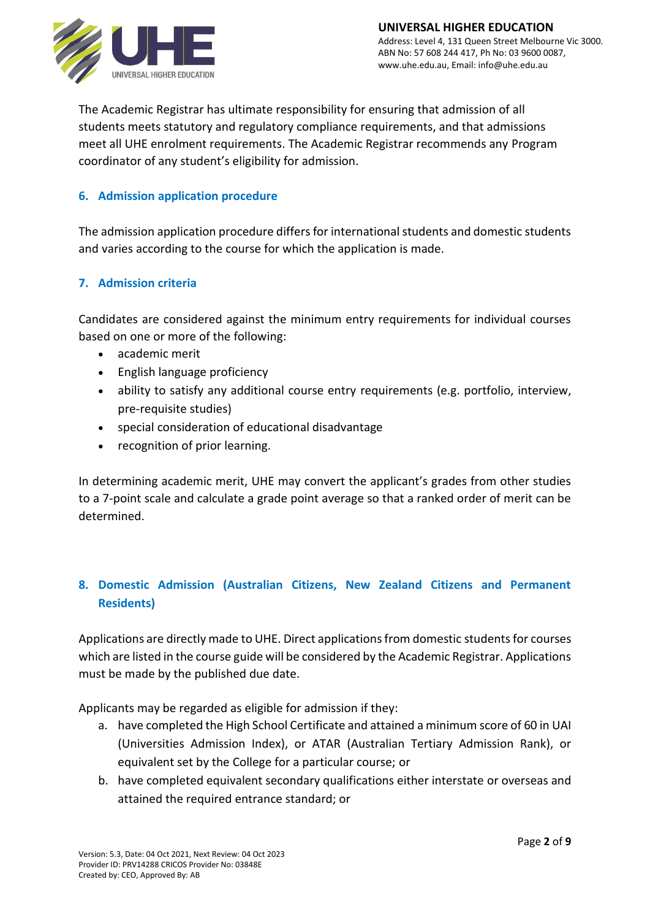The Academic Registrar has ultimate responsibility for ensuring that admission of all students meets statutory and regulatory compliance requirements, and that admissions meet all UHE enrolment requirements. The Academic Registrar recommends any Program coordinator of any student's eligibility for admission.

## 6. Admission application procedure

The admission application procedure differs for international students and domestic students and varies according to the course for which the application is made.

## 7. Admission criteria

Candidates are considered against the minimum entry requirements for individual courses based on one or more of the following:

- academic merit
- English language proficiency
- ability to satisfy any additional course entry requirements (e.g. portfolio, interview, pre-requisite studies)
- special consideration of educational disadvantage
- recognition of prior learning.

In determining academic merit, UHE may convert the applicant's grades from other studies to a 7-point scale and calculate a grade point average so that a ranked order of merit can be determined.

## 8. Domestic Admission (Australian Citizens, New Zealand Citizens and Permanent Residents)

Applications are directly made to UHE. Direct applications from domestic students for courses which are listed in the course guide will be considered by the Academic Registrar. Applications must be made by the published due date.

Applicants may be regarded as eligible for admission if they:

a. have completed the High School Certificate and attained a minimum score of 60 in UAI (Universities Admission Index), or ATAR (Australian Tertiary Admission Rank), or equivalent set by the College for a particular course; or
b. have completed equivalent secondary qualifications either interstate or overseas and attained the required entrance standard; or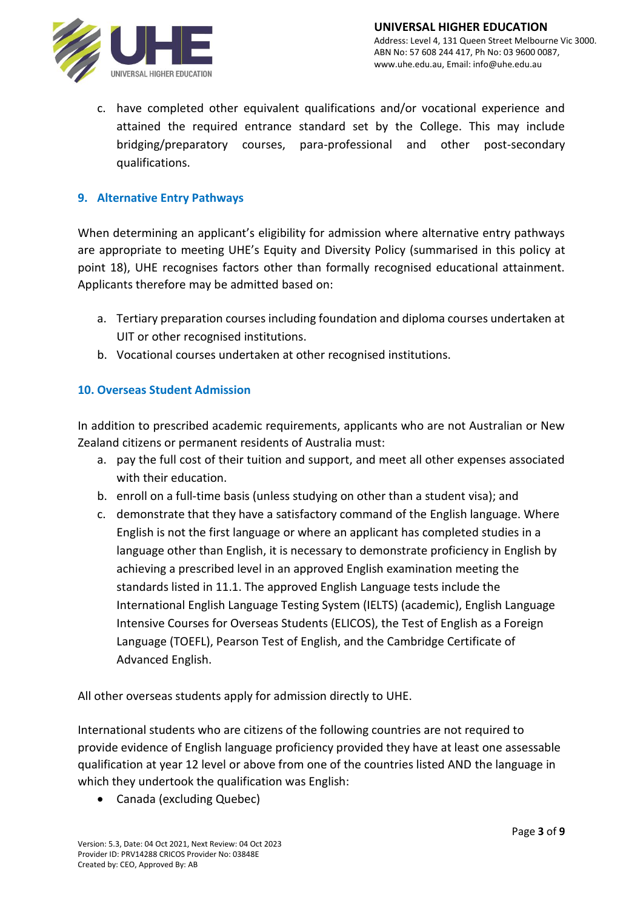c. have completed other equivalent qualifications and/or vocational experience and attained the required entrance standard set by the College. This may include bridging/preparatory courses, para-professional and other post-secondary qualifications.

## 9. Alternative Entry Pathways

When determining an applicant's eligibility for admission where alternative entry pathways are appropriate to meeting UHE's Equity and Diversity Policy (summarised in this policy at point 18), UHE recognises factors other than formally recognised educational attainment. Applicants therefore may be admitted based on:

a. Tertiary preparation courses including foundation and diploma courses undertaken at UIT or other recognised institutions.
b. Vocational courses undertaken at other recognised institutions.

## 10. Overseas Student Admission

In addition to prescribed academic requirements, applicants who are not Australian or New Zealand citizens or permanent residents of Australia must:

a. pay the full cost of their tuition and support, and meet all other expenses associated with their education.
b. enroll on a full-time basis (unless studying on other than a student visa); and
c. demonstrate that they have a satisfactory command of the English language. Where English is not the first language or where an applicant has completed studies in a language other than English, it is necessary to demonstrate proficiency in English by achieving a prescribed level in an approved English examination meeting the standards listed in 11.1. The approved English Language tests include the International English Language Testing System (IELTS) (academic), English Language Intensive Courses for Overseas Students (ELICOS), the Test of English as a Foreign Language (TOEFL), Pearson Test of English, and the Cambridge Certificate of Advanced English.

All other overseas students apply for admission directly to UHE.

International students who are citizens of the following countries are not required to provide evidence of English language proficiency provided they have at least one assessable qualification at year 12 level or above from one of the countries listed AND the language in which they undertook the qualification was English:

- Canada (excluding Quebec)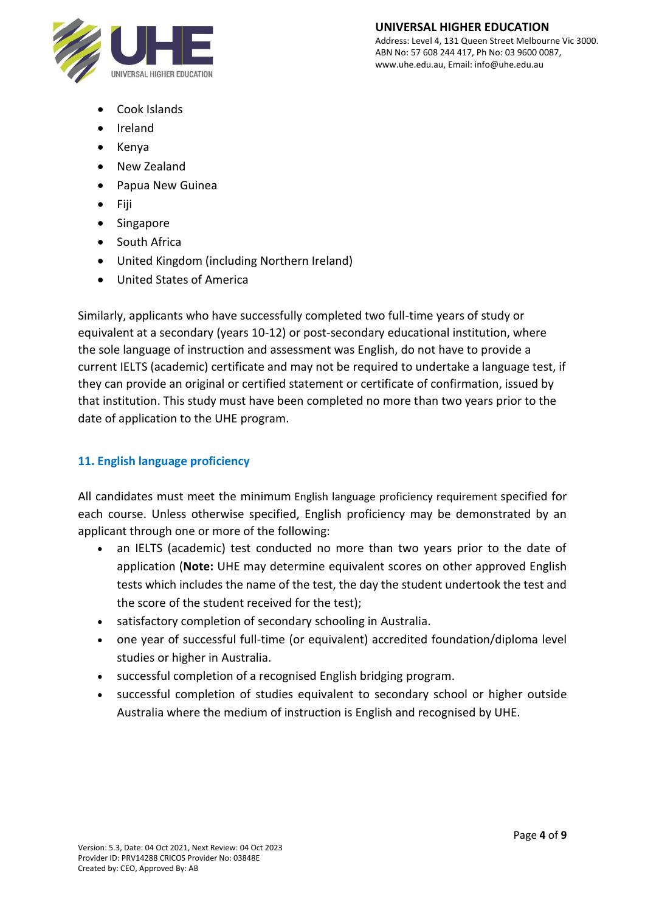- Cook Islands
- Ireland
- Kenya
- New Zealand
- Papua New Guinea
- Fiji
- Singapore
- South Africa
- United Kingdom (including Northern Ireland)
- United States of America

Similarly, applicants who have successfully completed two full-time years of study or equivalent at a secondary (years 10-12) or post-secondary educational institution, where the sole language of instruction and assessment was English, do not have to provide a current IELTS (academic) certificate and may not be required to undertake a language test, if they can provide an original or certified statement or certificate of confirmation, issued by that institution. This study must have been completed no more than two years prior to the date of application to the UHE program.

## 11. English language proficiency

All candidates must meet the minimum English language proficiency requirement specified for each course. Unless otherwise specified, English proficiency may be demonstrated by an applicant through one or more of the following:

- an IELTS (academic) test conducted no more than two years prior to the date of application (**Note:** UHE may determine equivalent scores on other approved English tests which includes the name of the test, the day the student undertook the test and the score of the student received for the test);
- satisfactory completion of secondary schooling in Australia.
- one year of successful full-time (or equivalent) accredited foundation/diploma level studies or higher in Australia.
- successful completion of a recognised English bridging program.
- successful completion of studies equivalent to secondary school or higher outside Australia where the medium of instruction is English and recognised by UHE.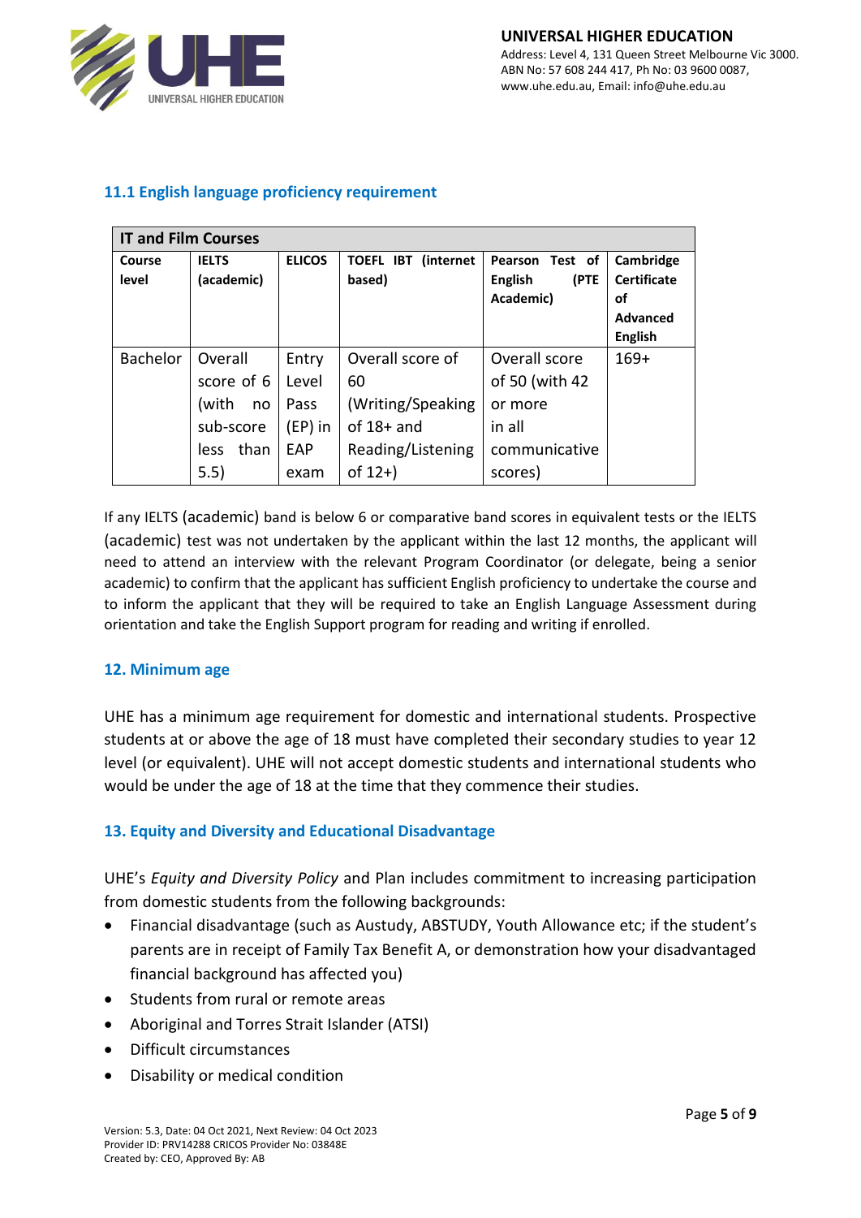### 11.1 English language proficiency requirement

| IT and Film Courses | | | | | |
|---|---|---|---|---|---|
| **Course level** | **IELTS (academic)** | **ELICOS** | **TOEFL IBT (internet based)** | **Pearson Test of English (PTE Academic)** | **Cambridge Certificate of Advanced English** |
| Bachelor | Overall score of 6 (with no sub-score less than 5.5) | Entry Level Pass (EP) in EAP exam | Overall score of 60 (Writing/Speaking of 18+ and Reading/Listening of 12+) | Overall score of 50 (with 42 or more in all communicative scores) | 169+ |

If any IELTS (academic) band is below 6 or comparative band scores in equivalent tests or the IELTS (academic) test was not undertaken by the applicant within the last 12 months, the applicant will need to attend an interview with the relevant Program Coordinator (or delegate, being a senior academic) to confirm that the applicant has sufficient English proficiency to undertake the course and to inform the applicant that they will be required to take an English Language Assessment during orientation and take the English Support program for reading and writing if enrolled.

## 12. Minimum age

UHE has a minimum age requirement for domestic and international students. Prospective students at or above the age of 18 must have completed their secondary studies to year 12 level (or equivalent). UHE will not accept domestic students and international students who would be under the age of 18 at the time that they commence their studies.

## 13. Equity and Diversity and Educational Disadvantage

UHE's *Equity and Diversity Policy* and Plan includes commitment to increasing participation from domestic students from the following backgrounds:

- Financial disadvantage (such as Austudy, ABSTUDY, Youth Allowance etc; if the student's parents are in receipt of Family Tax Benefit A, or demonstration how your disadvantaged financial background has affected you)
- Students from rural or remote areas
- Aboriginal and Torres Strait Islander (ATSI)
- Difficult circumstances
- Disability or medical condition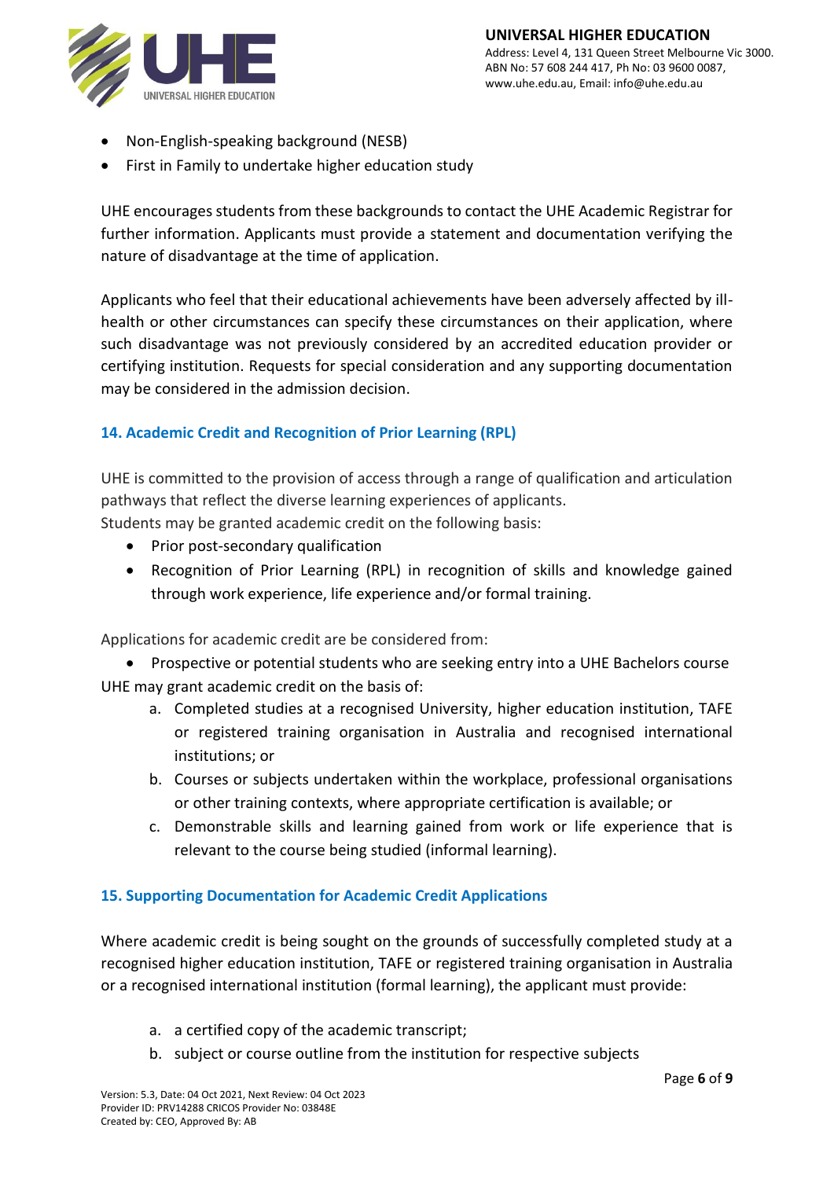- Non-English-speaking background (NESB)
- First in Family to undertake higher education study

UHE encourages students from these backgrounds to contact the UHE Academic Registrar for further information. Applicants must provide a statement and documentation verifying the nature of disadvantage at the time of application.

Applicants who feel that their educational achievements have been adversely affected by ill-health or other circumstances can specify these circumstances on their application, where such disadvantage was not previously considered by an accredited education provider or certifying institution. Requests for special consideration and any supporting documentation may be considered in the admission decision.

## 14. Academic Credit and Recognition of Prior Learning (RPL)

UHE is committed to the provision of access through a range of qualification and articulation pathways that reflect the diverse learning experiences of applicants.
Students may be granted academic credit on the following basis:

- Prior post-secondary qualification
- Recognition of Prior Learning (RPL) in recognition of skills and knowledge gained through work experience, life experience and/or formal training.

Applications for academic credit are be considered from:

- Prospective or potential students who are seeking entry into a UHE Bachelors course

UHE may grant academic credit on the basis of:

a. Completed studies at a recognised University, higher education institution, TAFE or registered training organisation in Australia and recognised international institutions; or
b. Courses or subjects undertaken within the workplace, professional organisations or other training contexts, where appropriate certification is available; or
c. Demonstrable skills and learning gained from work or life experience that is relevant to the course being studied (informal learning).

## 15. Supporting Documentation for Academic Credit Applications

Where academic credit is being sought on the grounds of successfully completed study at a recognised higher education institution, TAFE or registered training organisation in Australia or a recognised international institution (formal learning), the applicant must provide:

a. a certified copy of the academic transcript;
b. subject or course outline from the institution for respective subjects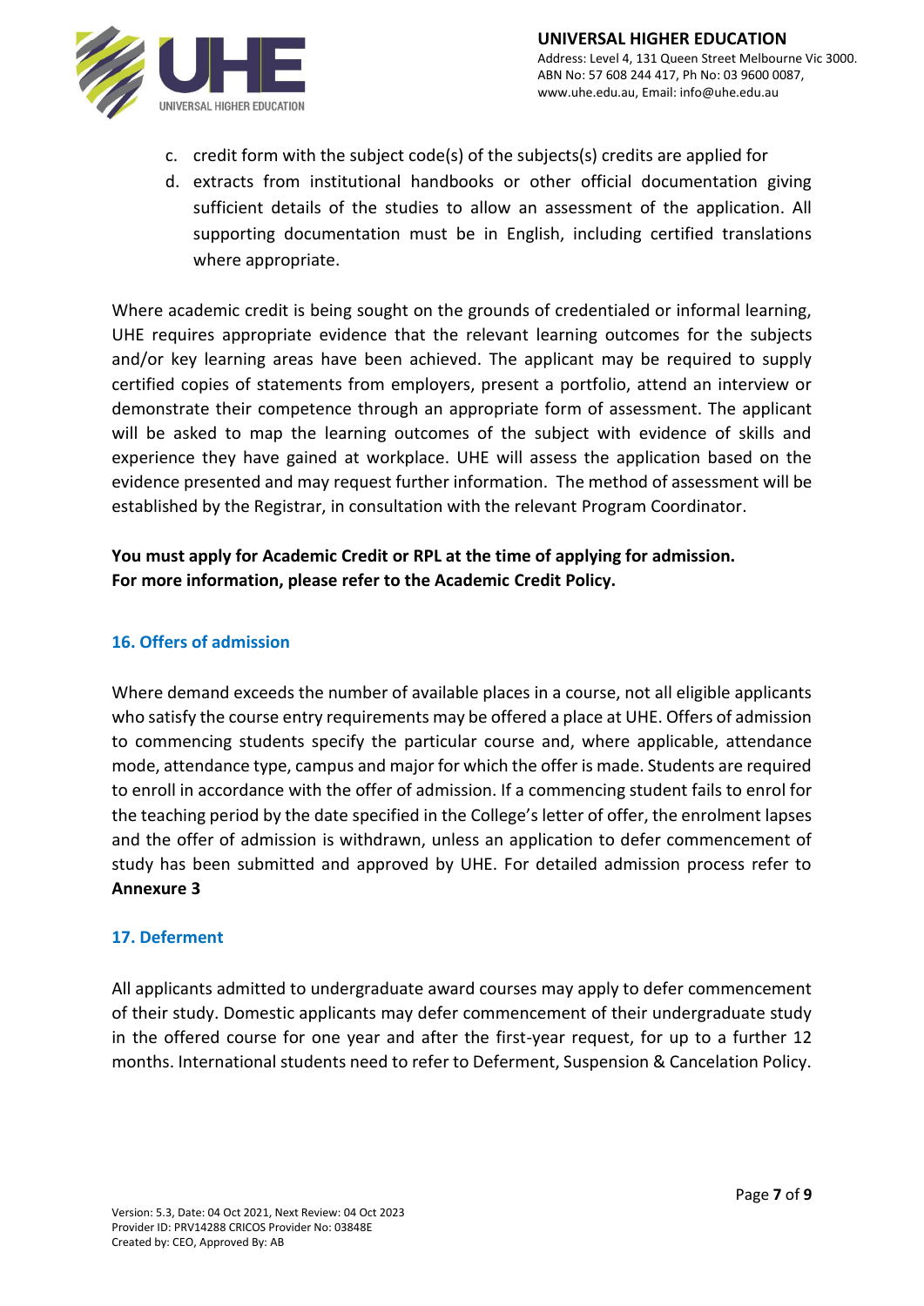c. credit form with the subject code(s) of the subjects(s) credits are applied for
d. extracts from institutional handbooks or other official documentation giving sufficient details of the studies to allow an assessment of the application. All supporting documentation must be in English, including certified translations where appropriate.

Where academic credit is being sought on the grounds of credentialed or informal learning, UHE requires appropriate evidence that the relevant learning outcomes for the subjects and/or key learning areas have been achieved. The applicant may be required to supply certified copies of statements from employers, present a portfolio, attend an interview or demonstrate their competence through an appropriate form of assessment. The applicant will be asked to map the learning outcomes of the subject with evidence of skills and experience they have gained at workplace. UHE will assess the application based on the evidence presented and may request further information. The method of assessment will be established by the Registrar, in consultation with the relevant Program Coordinator.

**You must apply for Academic Credit or RPL at the time of applying for admission.**
**For more information, please refer to the Academic Credit Policy.**

## 16. Offers of admission

Where demand exceeds the number of available places in a course, not all eligible applicants who satisfy the course entry requirements may be offered a place at UHE. Offers of admission to commencing students specify the particular course and, where applicable, attendance mode, attendance type, campus and major for which the offer is made. Students are required to enroll in accordance with the offer of admission. If a commencing student fails to enrol for the teaching period by the date specified in the College's letter of offer, the enrolment lapses and the offer of admission is withdrawn, unless an application to defer commencement of study has been submitted and approved by UHE. For detailed admission process refer to **Annexure 3**

## 17. Deferment

All applicants admitted to undergraduate award courses may apply to defer commencement of their study. Domestic applicants may defer commencement of their undergraduate study in the offered course for one year and after the first-year request, for up to a further 12 months. International students need to refer to Deferment, Suspension & Cancelation Policy.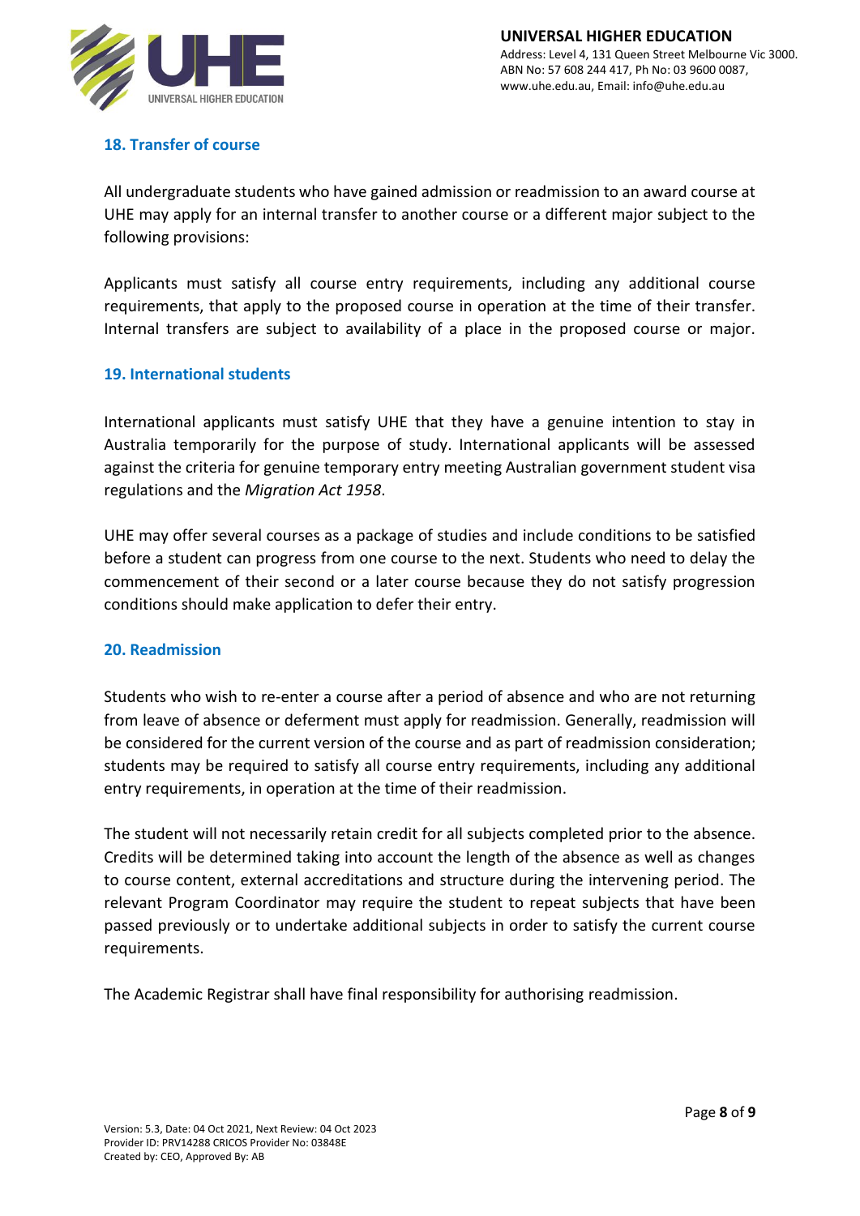## 18. Transfer of course

All undergraduate students who have gained admission or readmission to an award course at UHE may apply for an internal transfer to another course or a different major subject to the following provisions:

Applicants must satisfy all course entry requirements, including any additional course requirements, that apply to the proposed course in operation at the time of their transfer. Internal transfers are subject to availability of a place in the proposed course or major.

## 19. International students

International applicants must satisfy UHE that they have a genuine intention to stay in Australia temporarily for the purpose of study. International applicants will be assessed against the criteria for genuine temporary entry meeting Australian government student visa regulations and the *Migration Act 1958*.

UHE may offer several courses as a package of studies and include conditions to be satisfied before a student can progress from one course to the next. Students who need to delay the commencement of their second or a later course because they do not satisfy progression conditions should make application to defer their entry.

## 20. Readmission

Students who wish to re-enter a course after a period of absence and who are not returning from leave of absence or deferment must apply for readmission. Generally, readmission will be considered for the current version of the course and as part of readmission consideration; students may be required to satisfy all course entry requirements, including any additional entry requirements, in operation at the time of their readmission.

The student will not necessarily retain credit for all subjects completed prior to the absence. Credits will be determined taking into account the length of the absence as well as changes to course content, external accreditations and structure during the intervening period. The relevant Program Coordinator may require the student to repeat subjects that have been passed previously or to undertake additional subjects in order to satisfy the current course requirements.

The Academic Registrar shall have final responsibility for authorising readmission.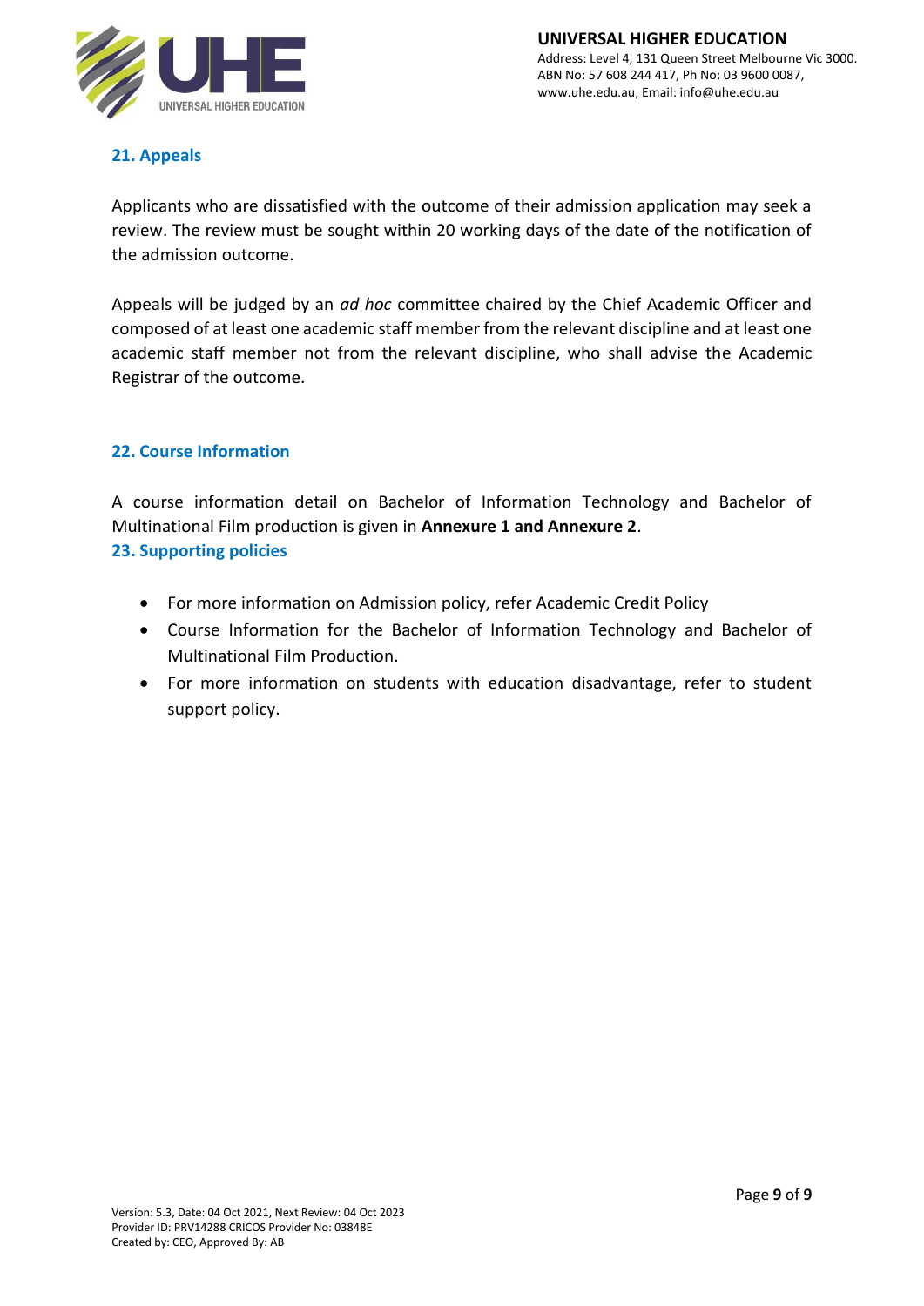## 21. Appeals

Applicants who are dissatisfied with the outcome of their admission application may seek a review. The review must be sought within 20 working days of the date of the notification of the admission outcome.

Appeals will be judged by an *ad hoc* committee chaired by the Chief Academic Officer and composed of at least one academic staff member from the relevant discipline and at least one academic staff member not from the relevant discipline, who shall advise the Academic Registrar of the outcome.

## 22. Course Information

A course information detail on Bachelor of Information Technology and Bachelor of Multinational Film production is given in **Annexure 1 and Annexure 2**.

## 23. Supporting policies

- For more information on Admission policy, refer Academic Credit Policy
- Course Information for the Bachelor of Information Technology and Bachelor of Multinational Film Production.
- For more information on students with education disadvantage, refer to student support policy.